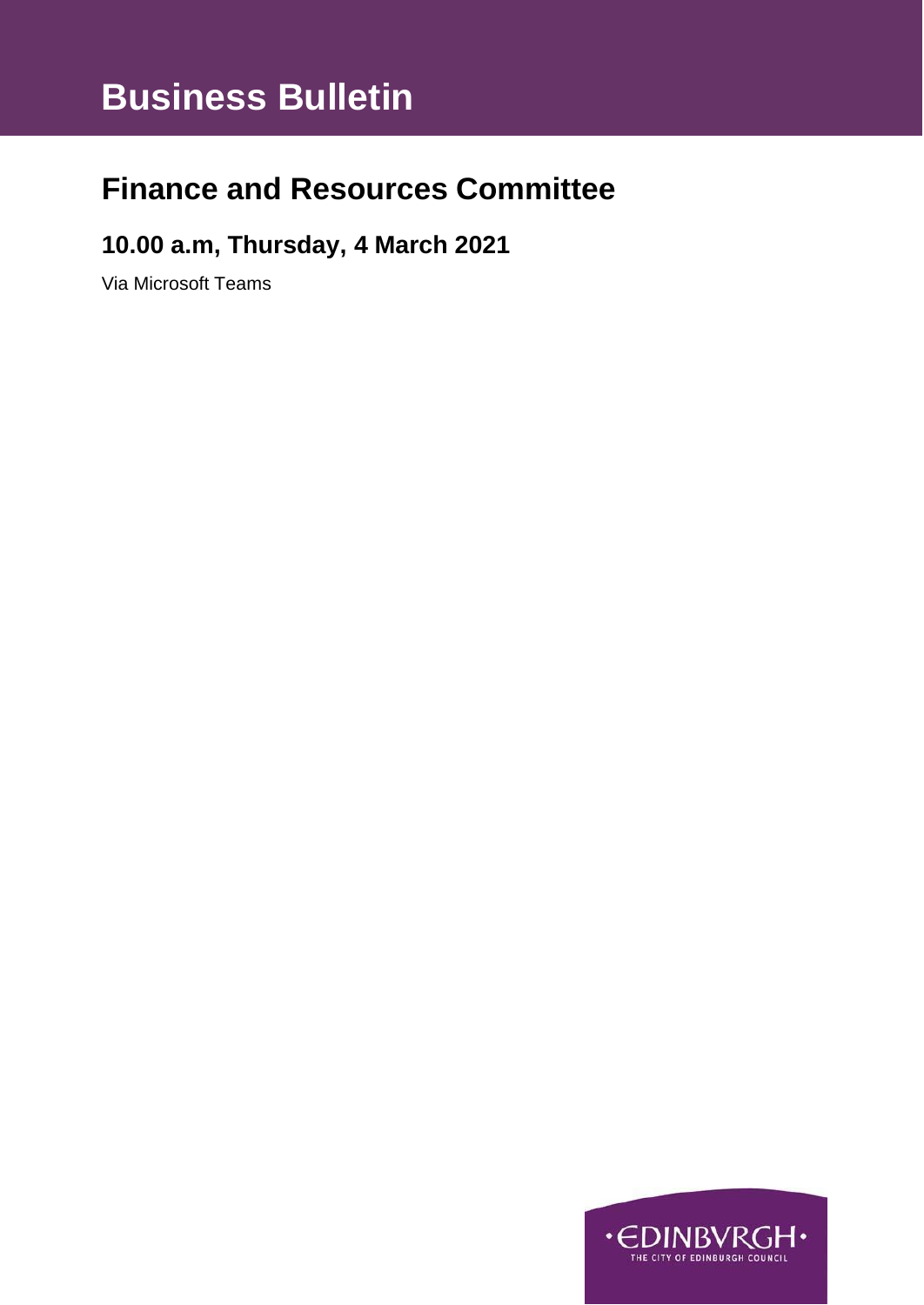# Business Bulletin

## Finance and Resources Committee

### 10.00 a.m, Thursday, 4 March 2021

Via Microsoft Teams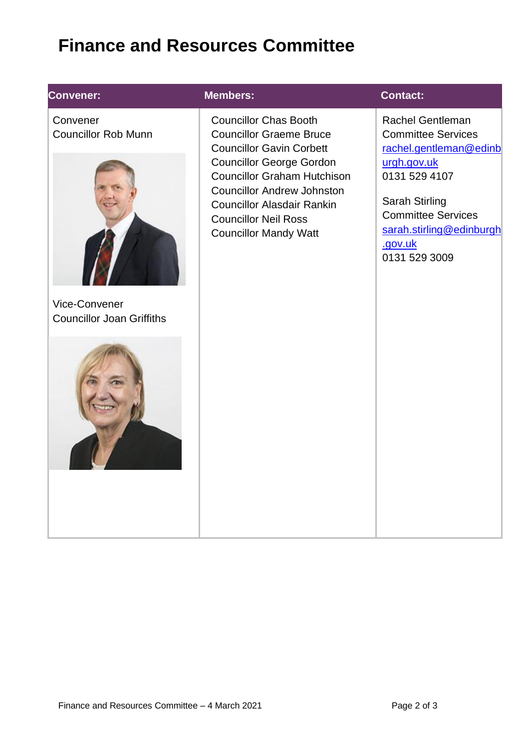# Finance and Resources Committee

| Convener: | Members: | Contact: |
| --- | --- | --- |
| Convener<br>Councillor Rob Munn<br><br>Vice-Convener<br>Councillor Joan Griffiths | Councillor Chas Booth<br>Councillor Graeme Bruce<br>Councillor Gavin Corbett<br>Councillor George Gordon<br>Councillor Graham Hutchison<br>Councillor Andrew Johnston<br>Councillor Alasdair Rankin<br>Councillor Neil Ross<br>Councillor Mandy Watt | Rachel Gentleman<br>Committee Services<br>rachel.gentleman@edinburgh.gov.uk<br>0131 529 4107<br><br>Sarah Stirling<br>Committee Services<br>sarah.stirling@edinburgh.gov.uk<br>0131 529 3009 |

Finance and Resources Committee – 4 March 2021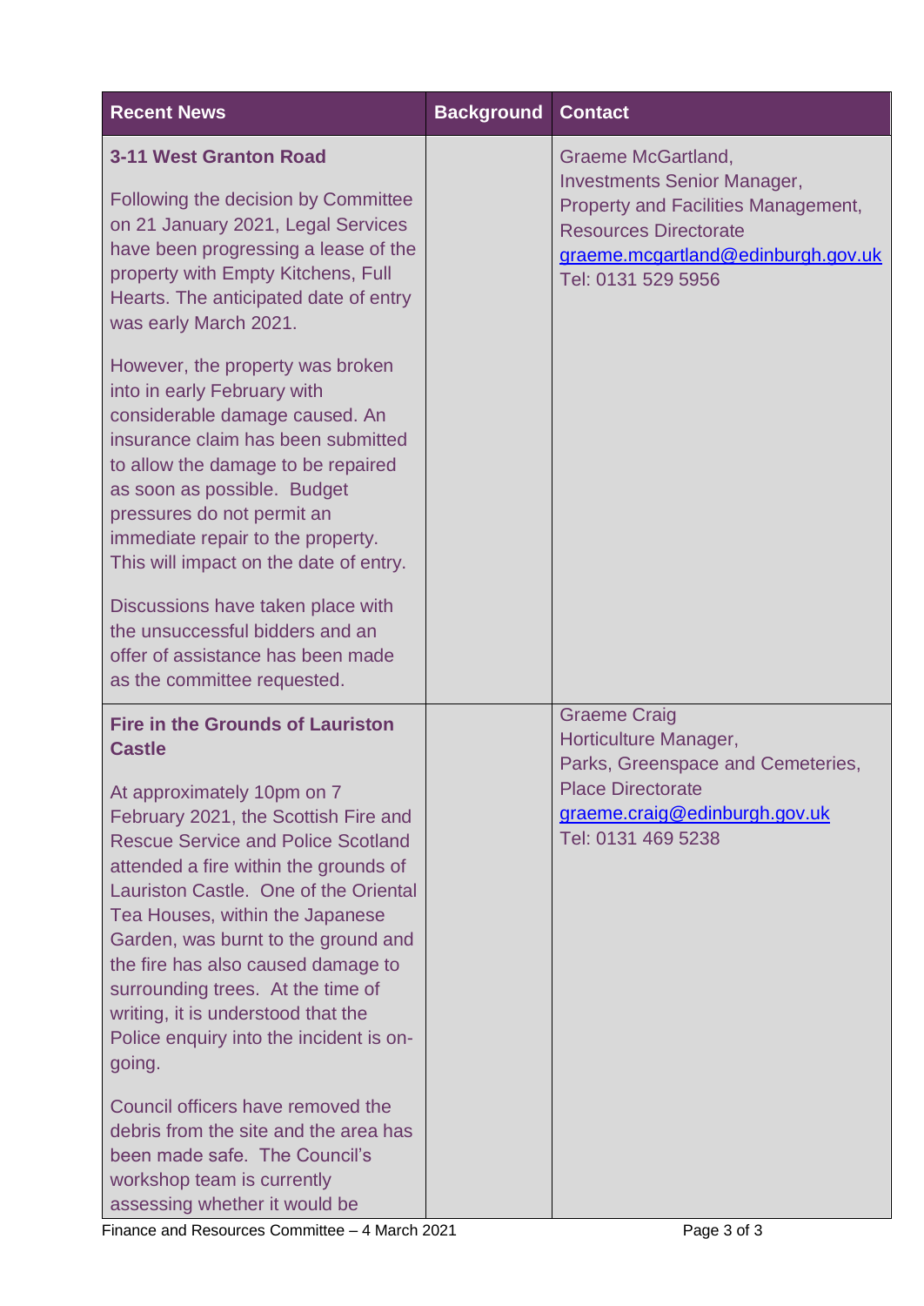| Recent News | Background | Contact |
|---|---|---|
| **3-11 West Granton Road**<br><br>Following the decision by Committee on 21 January 2021, Legal Services have been progressing a lease of the property with Empty Kitchens, Full Hearts. The anticipated date of entry was early March 2021.<br><br>However, the property was broken into in early February with considerable damage caused. An insurance claim has been submitted to allow the damage to be repaired as soon as possible. Budget pressures do not permit an immediate repair to the property. This will impact on the date of entry.<br><br>Discussions have taken place with the unsuccessful bidders and an offer of assistance has been made as the committee requested. | | Graeme McGartland,<br>Investments Senior Manager,<br>Property and Facilities Management,<br>Resources Directorate<br>graeme.mcgartland@edinburgh.gov.uk<br>Tel: 0131 529 5956 |
| **Fire in the Grounds of Lauriston Castle**<br><br>At approximately 10pm on 7 February 2021, the Scottish Fire and Rescue Service and Police Scotland attended a fire within the grounds of Lauriston Castle. One of the Oriental Tea Houses, within the Japanese Garden, was burnt to the ground and the fire has also caused damage to surrounding trees. At the time of writing, it is understood that the Police enquiry into the incident is on-going.<br><br>Council officers have removed the debris from the site and the area has been made safe. The Council's workshop team is currently assessing whether it would be | | Graeme Craig<br>Horticulture Manager,<br>Parks, Greenspace and Cemeteries,<br>Place Directorate<br>graeme.craig@edinburgh.gov.uk<br>Tel: 0131 469 5238 |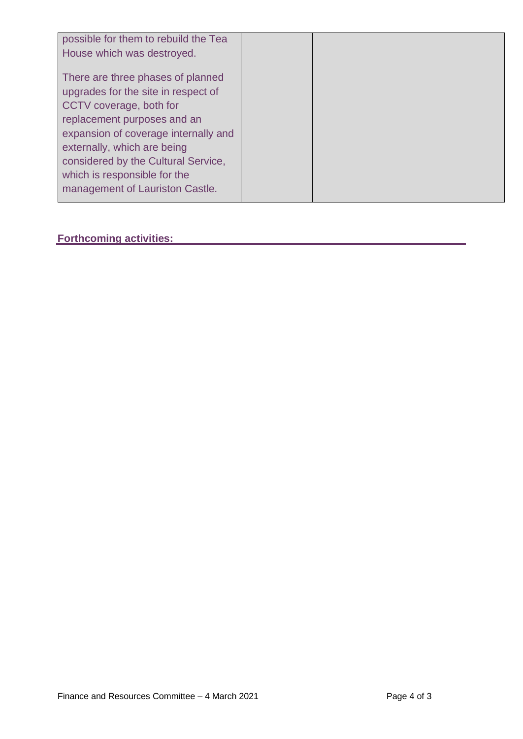| | | |
|---|---|---|
| possible for them to rebuild the Tea House which was destroyed.<br><br>There are three phases of planned upgrades for the site in respect of CCTV coverage, both for replacement purposes and an expansion of coverage internally and externally, which are being considered by the Cultural Service, which is responsible for the management of Lauriston Castle. | | |

**Forthcoming activities:**